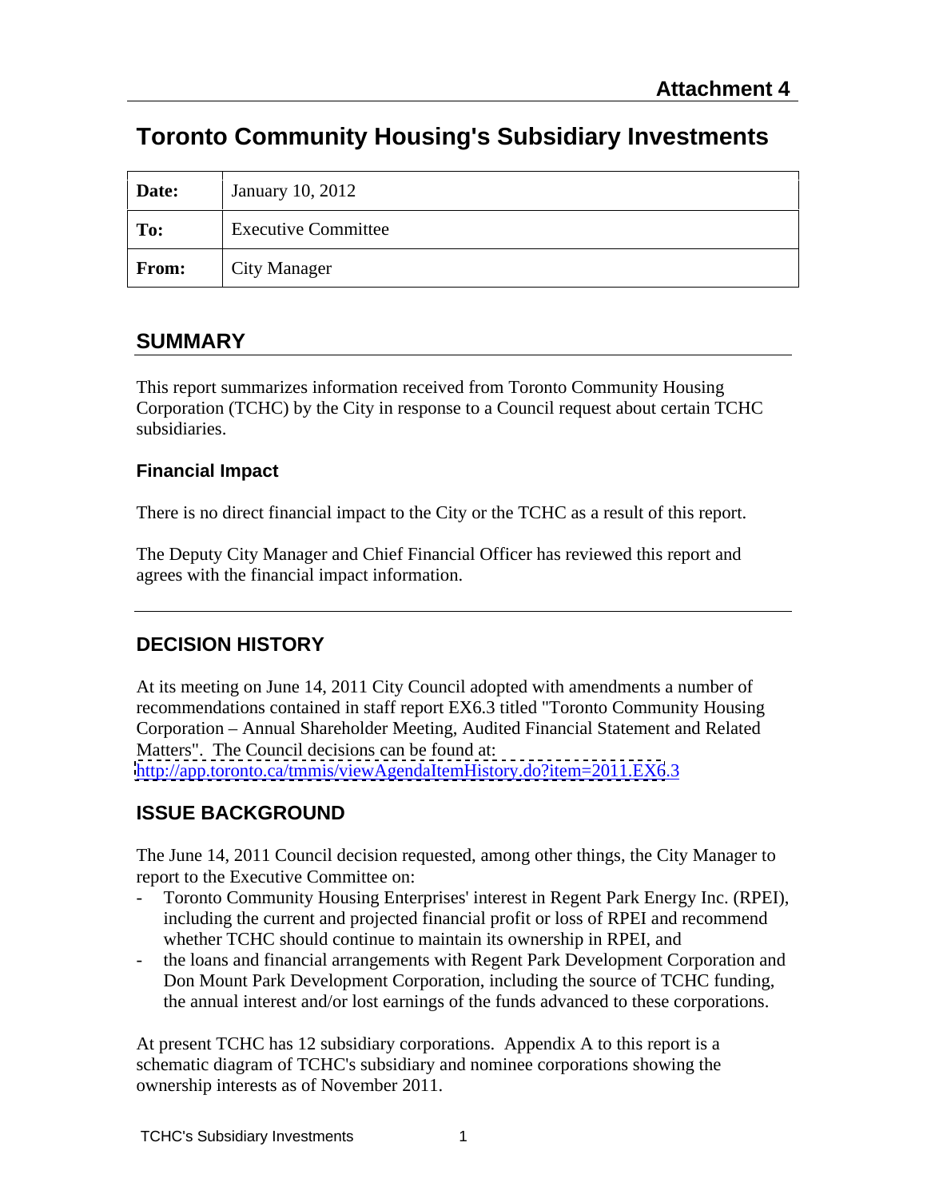**Attachment 4**

# Toronto Community Housing's Subsidiary Investments

| | |
|---|---|
| **Date:** | January 10, 2012 |
| **To:** | Executive Committee |
| **From:** | City Manager |

## SUMMARY

This report summarizes information received from Toronto Community Housing Corporation (TCHC) by the City in response to a Council request about certain TCHC subsidiaries.

### Financial Impact

There is no direct financial impact to the City or the TCHC as a result of this report.

The Deputy City Manager and Chief Financial Officer has reviewed this report and agrees with the financial impact information.

## DECISION HISTORY

At its meeting on June 14, 2011 City Council adopted with amendments a number of recommendations contained in staff report EX6.3 titled "Toronto Community Housing Corporation – Annual Shareholder Meeting, Audited Financial Statement and Related Matters". The Council decisions can be found at:
http://app.toronto.ca/tmmis/viewAgendaItemHistory.do?item=2011.EX6.3

## ISSUE BACKGROUND

The June 14, 2011 Council decision requested, among other things, the City Manager to report to the Executive Committee on:

- Toronto Community Housing Enterprises' interest in Regent Park Energy Inc. (RPEI), including the current and projected financial profit or loss of RPEI and recommend whether TCHC should continue to maintain its ownership in RPEI, and
- the loans and financial arrangements with Regent Park Development Corporation and Don Mount Park Development Corporation, including the source of TCHC funding, the annual interest and/or lost earnings of the funds advanced to these corporations.

At present TCHC has 12 subsidiary corporations. Appendix A to this report is a schematic diagram of TCHC's subsidiary and nominee corporations showing the ownership interests as of November 2011.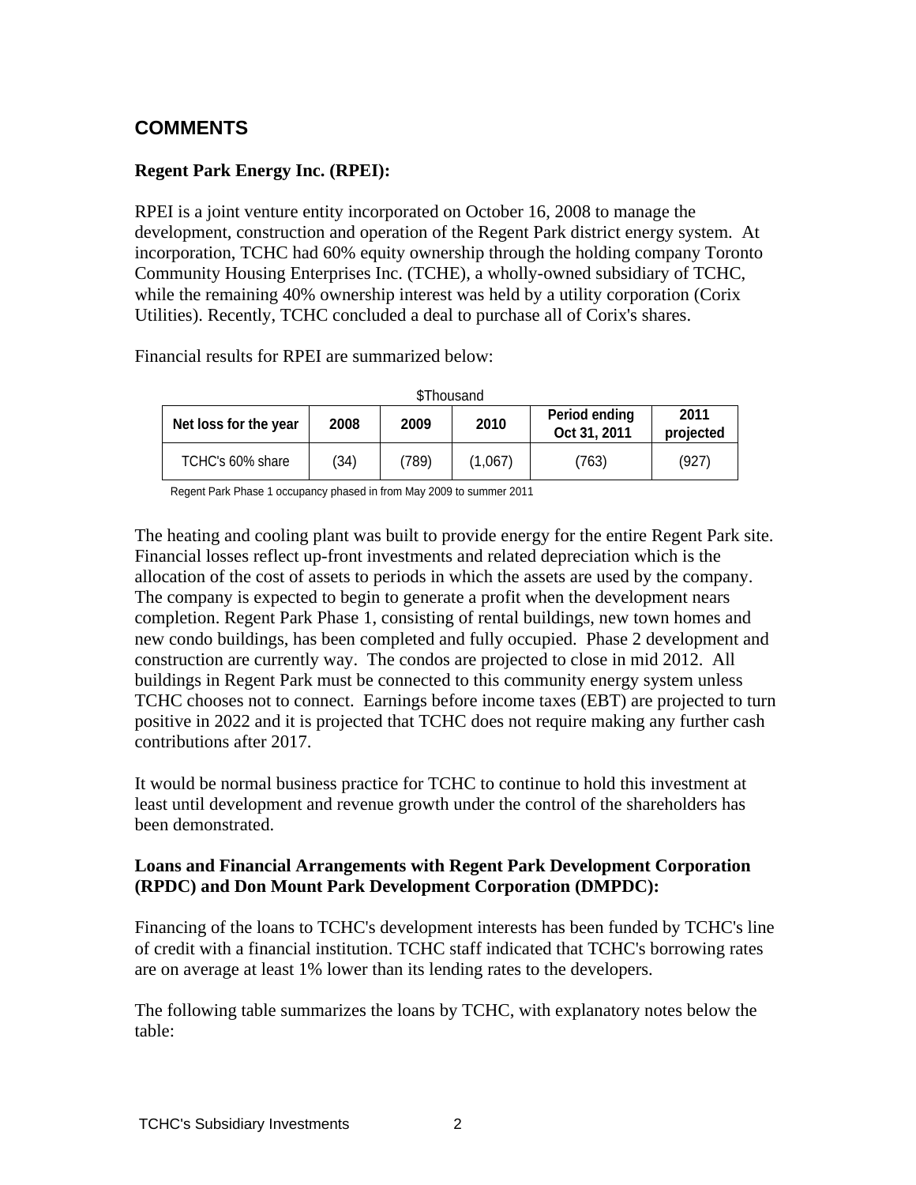## COMMENTS

**Regent Park Energy Inc. (RPEI):**

RPEI is a joint venture entity incorporated on October 16, 2008 to manage the development, construction and operation of the Regent Park district energy system. At incorporation, TCHC had 60% equity ownership through the holding company Toronto Community Housing Enterprises Inc. (TCHE), a wholly-owned subsidiary of TCHC, while the remaining 40% ownership interest was held by a utility corporation (Corix Utilities). Recently, TCHC concluded a deal to purchase all of Corix's shares.

Financial results for RPEI are summarized below:

$Thousand

| Net loss for the year | 2008 | 2009 | 2010 | Period ending Oct 31, 2011 | 2011 projected |
|---|---|---|---|---|---|
| TCHC's 60% share | (34) | (789) | (1,067) | (763) | (927) |

Regent Park Phase 1 occupancy phased in from May 2009 to summer 2011

The heating and cooling plant was built to provide energy for the entire Regent Park site. Financial losses reflect up-front investments and related depreciation which is the allocation of the cost of assets to periods in which the assets are used by the company. The company is expected to begin to generate a profit when the development nears completion. Regent Park Phase 1, consisting of rental buildings, new town homes and new condo buildings, has been completed and fully occupied. Phase 2 development and construction are currently way. The condos are projected to close in mid 2012. All buildings in Regent Park must be connected to this community energy system unless TCHC chooses not to connect. Earnings before income taxes (EBT) are projected to turn positive in 2022 and it is projected that TCHC does not require making any further cash contributions after 2017.

It would be normal business practice for TCHC to continue to hold this investment at least until development and revenue growth under the control of the shareholders has been demonstrated.

**Loans and Financial Arrangements with Regent Park Development Corporation (RPDC) and Don Mount Park Development Corporation (DMPDC):**

Financing of the loans to TCHC's development interests has been funded by TCHC's line of credit with a financial institution. TCHC staff indicated that TCHC's borrowing rates are on average at least 1% lower than its lending rates to the developers.

The following table summarizes the loans by TCHC, with explanatory notes below the table: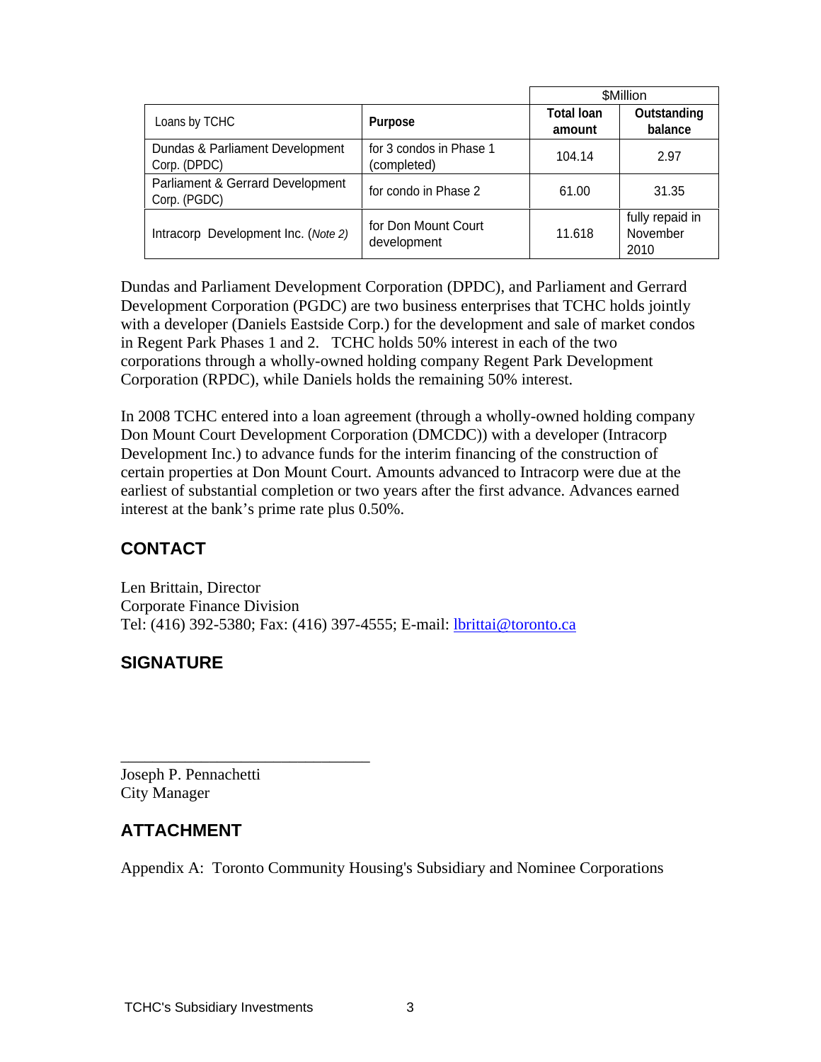| | | $Million | |
|---|---|---|---|
| Loans by TCHC | **Purpose** | **Total loan amount** | **Outstanding balance** |
| Dundas & Parliament Development Corp. (DPDC) | for 3 condos in Phase 1 (completed) | 104.14 | 2.97 |
| Parliament & Gerrard Development Corp. (PGDC) | for condo in Phase 2 | 61.00 | 31.35 |
| Intracorp Development Inc. (*Note 2)* | for Don Mount Court development | 11.618 | fully repaid in November 2010 |

Dundas and Parliament Development Corporation (DPDC), and Parliament and Gerrard Development Corporation (PGDC) are two business enterprises that TCHC holds jointly with a developer (Daniels Eastside Corp.) for the development and sale of market condos in Regent Park Phases 1 and 2. TCHC holds 50% interest in each of the two corporations through a wholly-owned holding company Regent Park Development Corporation (RPDC), while Daniels holds the remaining 50% interest.

In 2008 TCHC entered into a loan agreement (through a wholly-owned holding company Don Mount Court Development Corporation (DMCDC)) with a developer (Intracorp Development Inc.) to advance funds for the interim financing of the construction of certain properties at Don Mount Court. Amounts advanced to Intracorp were due at the earliest of substantial completion or two years after the first advance. Advances earned interest at the bank's prime rate plus 0.50%.

## CONTACT

Len Brittain, Director
Corporate Finance Division
Tel: (416) 392-5380; Fax: (416) 397-4555; E-mail: lbrittai@toronto.ca

## SIGNATURE

_______________________________

Joseph P. Pennachetti
City Manager

## ATTACHMENT

Appendix A: Toronto Community Housing's Subsidiary and Nominee Corporations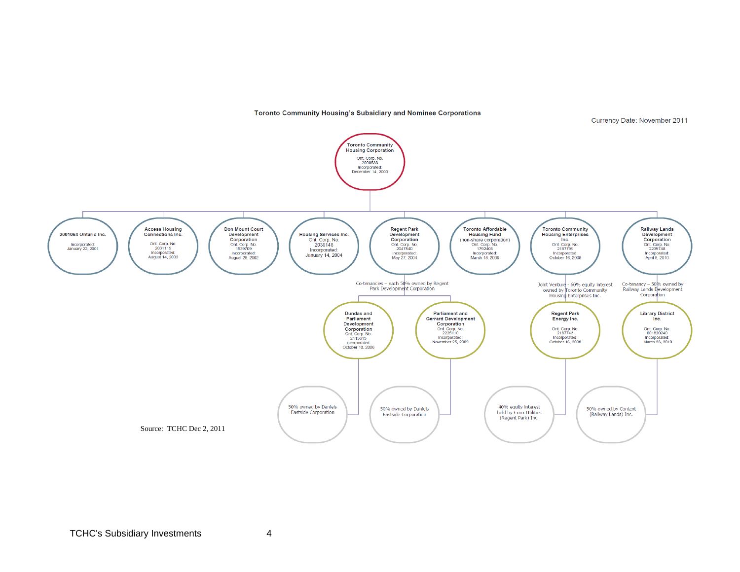## Toronto Community Housing's Subsidiary and Nominee Corporations

Currency Date: November 2011

**Toronto Community Housing Corporation**
Ont. Corp. No. 2000533
Incorporated: December 14, 2000

**2001064 Ontario Inc.**
Incorporated: January 22, 2001

**Access Housing Connections Inc.**
Ont. Corp. No. 2031119
Incorporated: August 14, 2003

**Don Mount Court Development Corporation**
Ont. Corp. No. 1539709
Incorporated: August 28, 2002

**Housing Services Inc.**
Ont. Corp. No. 2030148
Incorporated: January 14, 2004

**Regent Park Development Corporation**
Ont. Corp. No. 2047540
Incorporated: May 27, 2004

**Toronto Affordable Housing Fund**
(non-share corporation)
Ont. Corp. No. 1792408
Incorporated: March 18, 2009

**Toronto Community Housing Enterprises Inc.**
Ont. Corp. No. 2187799
Incorporated: October 16, 2008

**Railway Lands Development Corporation**
Ont. Corp. No. 2239748
Incorporated: April 8, 2010

Co-tenancies – each 50% owned by Regent Park Development Corporation

**Dundas and Parliament Development Corporation**
Ont. Corp. No. 2115613
Incorporated: October 10, 2006

50% owned by Daniels Eastside Corporation

**Parliament and Gerrard Development Corporation**
Ont. Corp. No. 2225110
Incorporated: November 25, 2009

50% owned by Daniels Eastside Corporation

Joint Venture - 60% equity interest owned by Toronto Community Housing Enterprises Inc.

**Regent Park Energy Inc.**
Ont. Corp. No. 2187743
Incorporated: October 16, 2008

40% equity interest held by Corix Utilities (Regent Park) Inc.

Co-tenancy – 50% owned by Railway Lands Development Corporation

**Library District Inc.**
Ont. Corp. No. 001820240
Incorporated: March 29, 2010

50% owned by Context (Railway Lands) Inc.

Source: TCHC Dec 2, 2011

TCHC's Subsidiary Investments